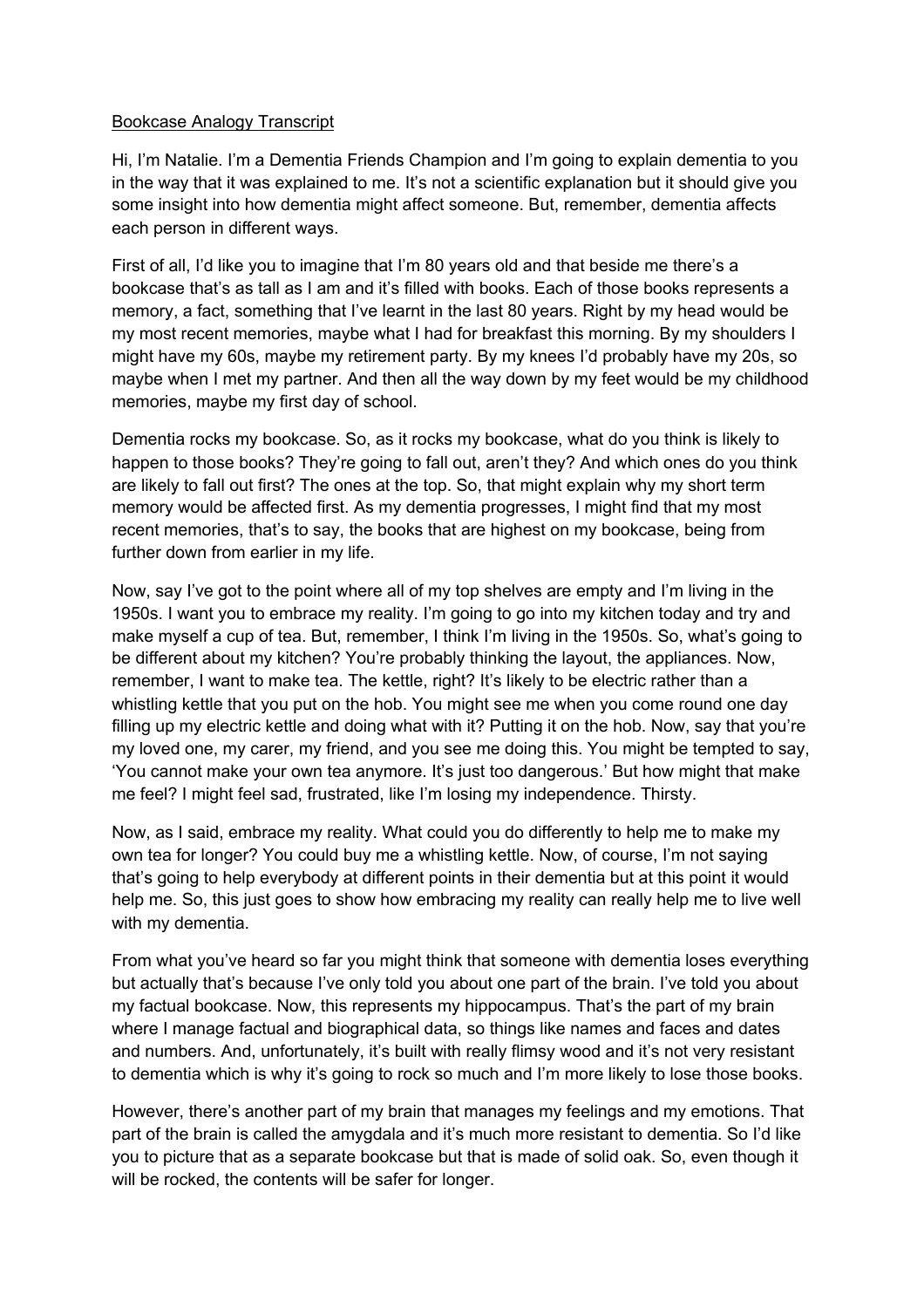<u>Bookcase Analogy Transcript</u>

Hi, I'm Natalie. I'm a Dementia Friends Champion and I'm going to explain dementia to you in the way that it was explained to me. It's not a scientific explanation but it should give you some insight into how dementia might affect someone. But, remember, dementia affects each person in different ways.

First of all, I'd like you to imagine that I'm 80 years old and that beside me there's a bookcase that's as tall as I am and it's filled with books. Each of those books represents a memory, a fact, something that I've learnt in the last 80 years. Right by my head would be my most recent memories, maybe what I had for breakfast this morning. By my shoulders I might have my 60s, maybe my retirement party. By my knees I'd probably have my 20s, so maybe when I met my partner. And then all the way down by my feet would be my childhood memories, maybe my first day of school.

Dementia rocks my bookcase. So, as it rocks my bookcase, what do you think is likely to happen to those books? They're going to fall out, aren't they? And which ones do you think are likely to fall out first? The ones at the top. So, that might explain why my short term memory would be affected first. As my dementia progresses, I might find that my most recent memories, that's to say, the books that are highest on my bookcase, being from further down from earlier in my life.

Now, say I've got to the point where all of my top shelves are empty and I'm living in the 1950s. I want you to embrace my reality. I'm going to go into my kitchen today and try and make myself a cup of tea. But, remember, I think I'm living in the 1950s. So, what's going to be different about my kitchen? You're probably thinking the layout, the appliances. Now, remember, I want to make tea. The kettle, right? It's likely to be electric rather than a whistling kettle that you put on the hob. You might see me when you come round one day filling up my electric kettle and doing what with it? Putting it on the hob. Now, say that you're my loved one, my carer, my friend, and you see me doing this. You might be tempted to say, 'You cannot make your own tea anymore. It's just too dangerous.' But how might that make me feel? I might feel sad, frustrated, like I'm losing my independence. Thirsty.

Now, as I said, embrace my reality. What could you do differently to help me to make my own tea for longer? You could buy me a whistling kettle. Now, of course, I'm not saying that's going to help everybody at different points in their dementia but at this point it would help me. So, this just goes to show how embracing my reality can really help me to live well with my dementia.

From what you've heard so far you might think that someone with dementia loses everything but actually that's because I've only told you about one part of the brain. I've told you about my factual bookcase. Now, this represents my hippocampus. That's the part of my brain where I manage factual and biographical data, so things like names and faces and dates and numbers. And, unfortunately, it's built with really flimsy wood and it's not very resistant to dementia which is why it's going to rock so much and I'm more likely to lose those books.

However, there's another part of my brain that manages my feelings and my emotions. That part of the brain is called the amygdala and it's much more resistant to dementia. So I'd like you to picture that as a separate bookcase but that is made of solid oak. So, even though it will be rocked, the contents will be safer for longer.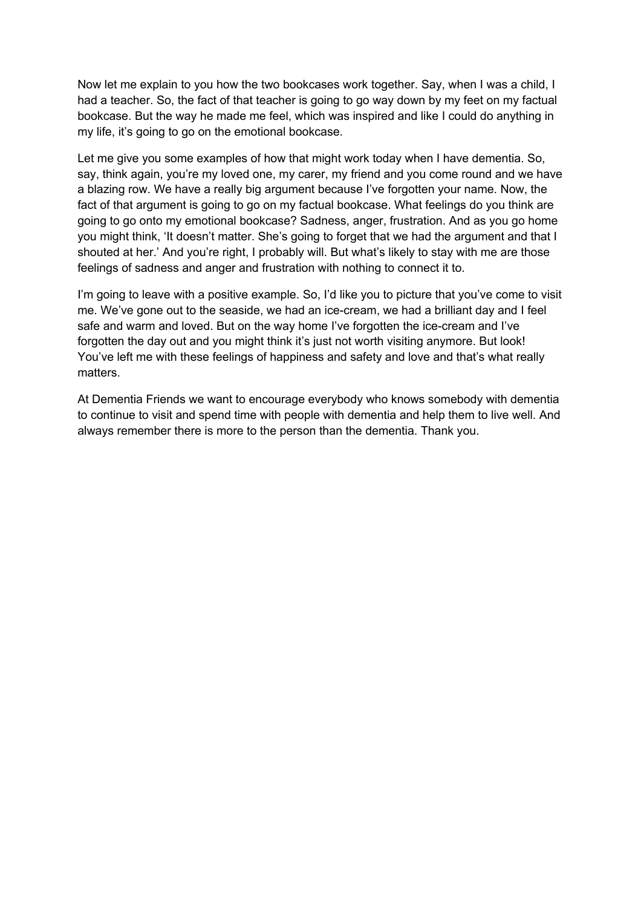Now let me explain to you how the two bookcases work together. Say, when I was a child, I had a teacher. So, the fact of that teacher is going to go way down by my feet on my factual bookcase. But the way he made me feel, which was inspired and like I could do anything in my life, it's going to go on the emotional bookcase.

Let me give you some examples of how that might work today when I have dementia. So, say, think again, you're my loved one, my carer, my friend and you come round and we have a blazing row. We have a really big argument because I've forgotten your name. Now, the fact of that argument is going to go on my factual bookcase. What feelings do you think are going to go onto my emotional bookcase? Sadness, anger, frustration. And as you go home you might think, 'It doesn't matter. She's going to forget that we had the argument and that I shouted at her.' And you're right, I probably will. But what's likely to stay with me are those feelings of sadness and anger and frustration with nothing to connect it to.

I'm going to leave with a positive example. So, I'd like you to picture that you've come to visit me. We've gone out to the seaside, we had an ice-cream, we had a brilliant day and I feel safe and warm and loved. But on the way home I've forgotten the ice-cream and I've forgotten the day out and you might think it's just not worth visiting anymore. But look! You've left me with these feelings of happiness and safety and love and that's what really matters.

At Dementia Friends we want to encourage everybody who knows somebody with dementia to continue to visit and spend time with people with dementia and help them to live well. And always remember there is more to the person than the dementia. Thank you.